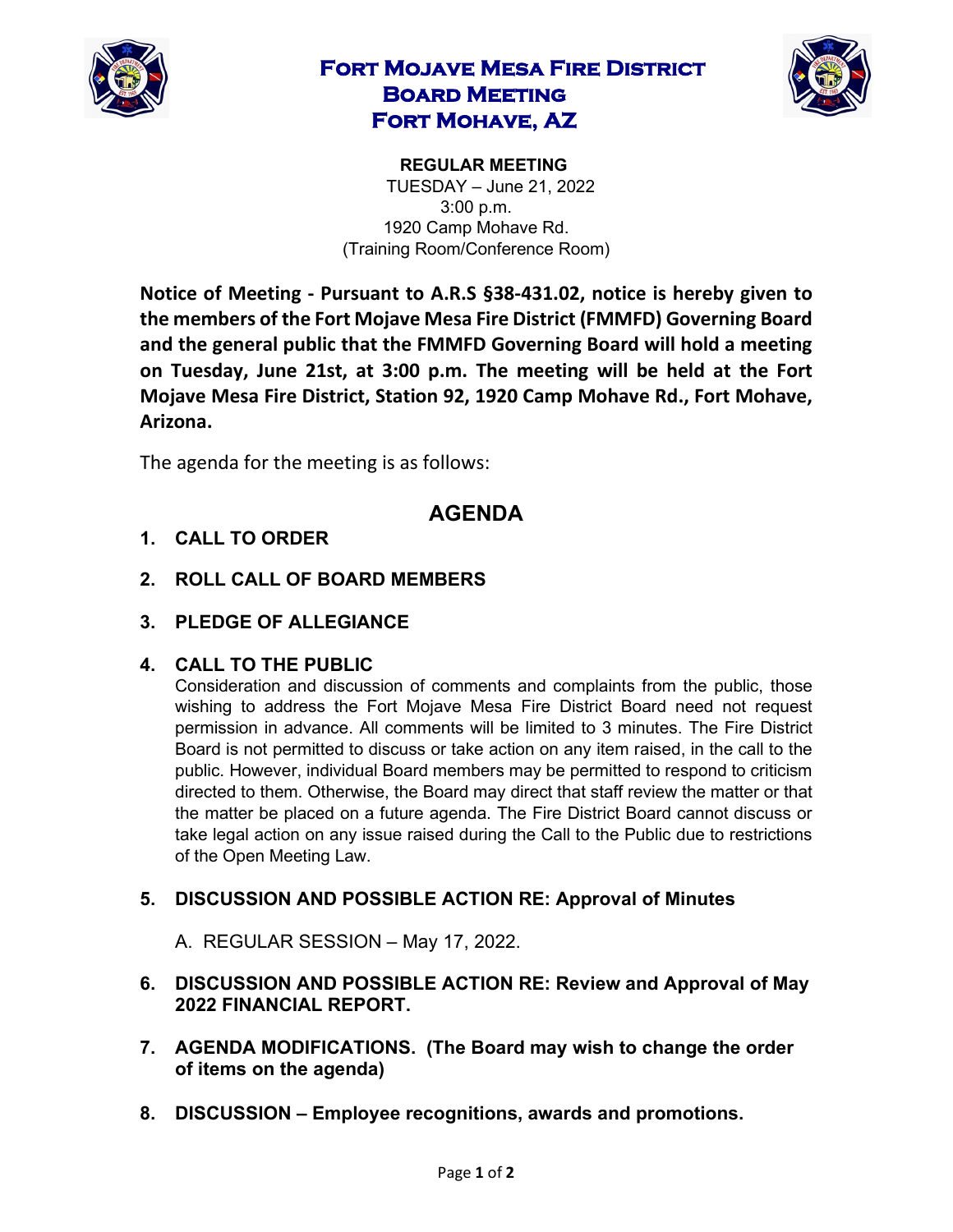# Fort Mojave Mesa Fire District Board Meeting Fort Mohave, AZ

**REGULAR MEETING**
TUESDAY – June 21, 2022
3:00 p.m.
1920 Camp Mohave Rd.
(Training Room/Conference Room)

**Notice of Meeting - Pursuant to A.R.S §38-431.02, notice is hereby given to the members of the Fort Mojave Mesa Fire District (FMMFD) Governing Board and the general public that the FMMFD Governing Board will hold a meeting on Tuesday, June 21st, at 3:00 p.m. The meeting will be held at the Fort Mojave Mesa Fire District, Station 92, 1920 Camp Mohave Rd., Fort Mohave, Arizona.**

The agenda for the meeting is as follows:

## AGENDA

1. **CALL TO ORDER**

2. **ROLL CALL OF BOARD MEMBERS**

3. **PLEDGE OF ALLEGIANCE**

4. **CALL TO THE PUBLIC**
   Consideration and discussion of comments and complaints from the public, those wishing to address the Fort Mojave Mesa Fire District Board need not request permission in advance. All comments will be limited to 3 minutes. The Fire District Board is not permitted to discuss or take action on any item raised, in the call to the public. However, individual Board members may be permitted to respond to criticism directed to them. Otherwise, the Board may direct that staff review the matter or that the matter be placed on a future agenda. The Fire District Board cannot discuss or take legal action on any issue raised during the Call to the Public due to restrictions of the Open Meeting Law.

5. **DISCUSSION AND POSSIBLE ACTION RE: Approval of Minutes**

   A. REGULAR SESSION – May 17, 2022.

6. **DISCUSSION AND POSSIBLE ACTION RE: Review and Approval of May 2022 FINANCIAL REPORT.**

7. **AGENDA MODIFICATIONS. (The Board may wish to change the order of items on the agenda)**

8. **DISCUSSION – Employee recognitions, awards and promotions.**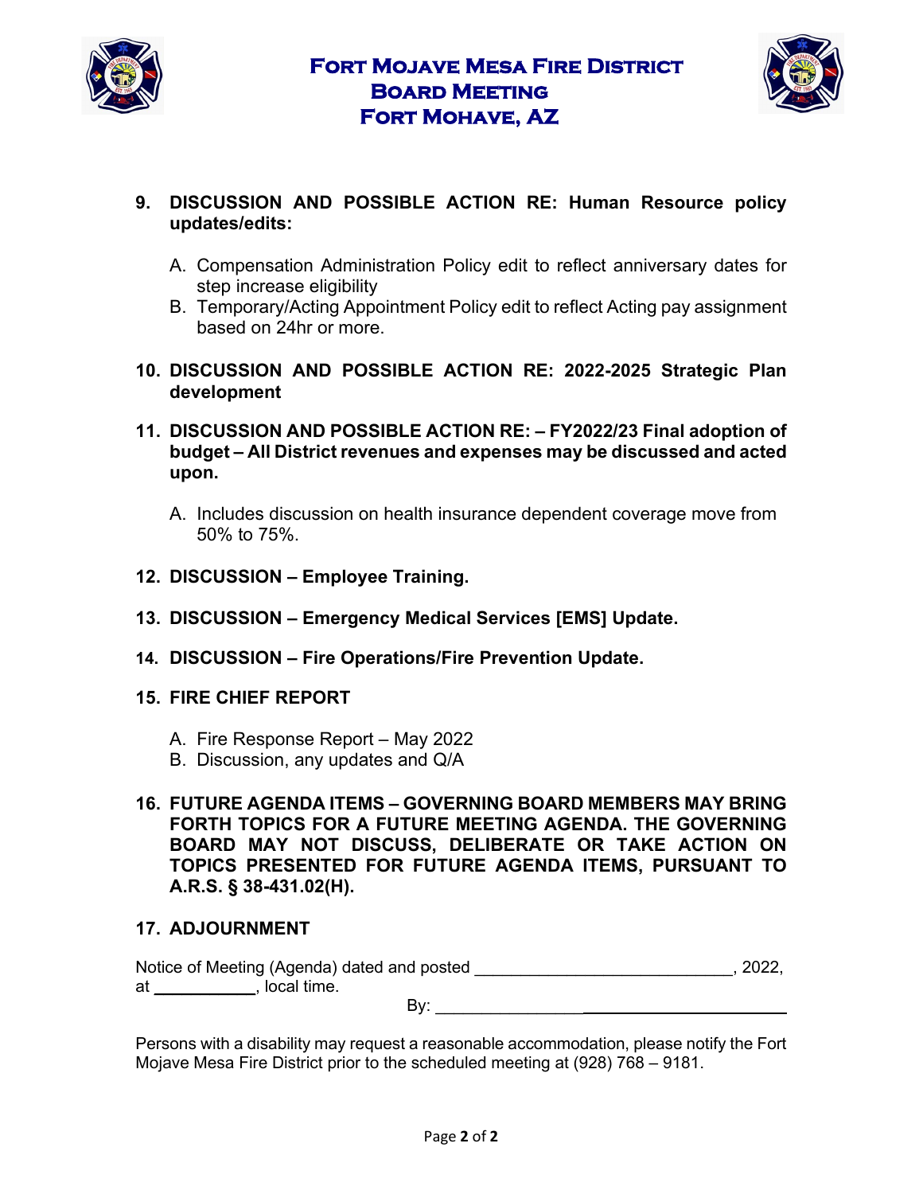# Fort Mojave Mesa Fire District
## Board Meeting
## Fort Mohave, AZ

9. **DISCUSSION AND POSSIBLE ACTION RE: Human Resource policy updates/edits:**

   A. Compensation Administration Policy edit to reflect anniversary dates for step increase eligibility
   
   B. Temporary/Acting Appointment Policy edit to reflect Acting pay assignment based on 24hr or more.

10. **DISCUSSION AND POSSIBLE ACTION RE: 2022-2025 Strategic Plan development**

11. **DISCUSSION AND POSSIBLE ACTION RE: – FY2022/23 Final adoption of budget – All District revenues and expenses may be discussed and acted upon.**

    A. Includes discussion on health insurance dependent coverage move from 50% to 75%.

12. **DISCUSSION – Employee Training.**

13. **DISCUSSION – Emergency Medical Services [EMS] Update.**

14. **DISCUSSION – Fire Operations/Fire Prevention Update.**

15. **FIRE CHIEF REPORT**

    A. Fire Response Report – May 2022
    
    B. Discussion, any updates and Q/A

16. **FUTURE AGENDA ITEMS – GOVERNING BOARD MEMBERS MAY BRING FORTH TOPICS FOR A FUTURE MEETING AGENDA. THE GOVERNING BOARD MAY NOT DISCUSS, DELIBERATE OR TAKE ACTION ON TOPICS PRESENTED FOR FUTURE AGENDA ITEMS, PURSUANT TO A.R.S. § 38-431.02(H).**

17. **ADJOURNMENT**

Notice of Meeting (Agenda) dated and posted ____________________________, 2022, at ___________, local time.

By: _______________________________________

Persons with a disability may request a reasonable accommodation, please notify the Fort Mojave Mesa Fire District prior to the scheduled meeting at (928) 768 – 9181.